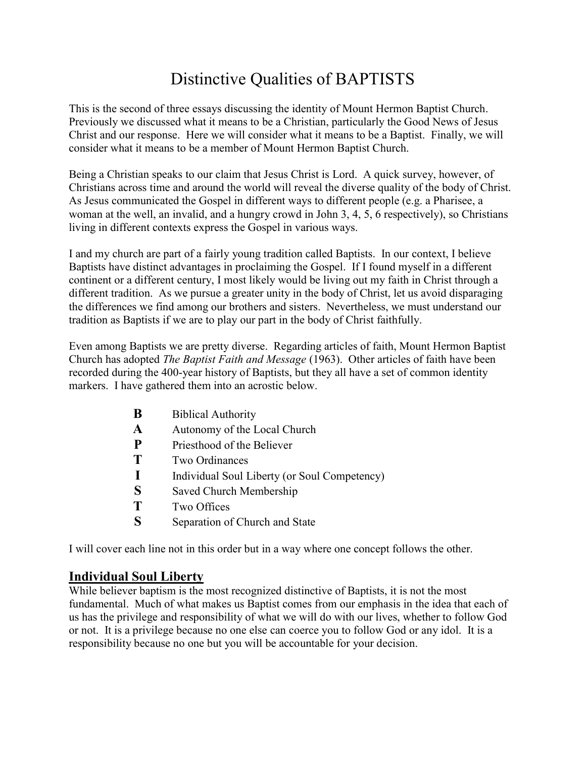# Distinctive Qualities of BAPTISTS

This is the second of three essays discussing the identity of Mount Hermon Baptist Church. Previously we discussed what it means to be a Christian, particularly the Good News of Jesus Christ and our response. Here we will consider what it means to be a Baptist. Finally, we will consider what it means to be a member of Mount Hermon Baptist Church.

Being a Christian speaks to our claim that Jesus Christ is Lord. A quick survey, however, of Christians across time and around the world will reveal the diverse quality of the body of Christ. As Jesus communicated the Gospel in different ways to different people (e.g. a Pharisee, a woman at the well, an invalid, and a hungry crowd in John 3, 4, 5, 6 respectively), so Christians living in different contexts express the Gospel in various ways.

I and my church are part of a fairly young tradition called Baptists. In our context, I believe Baptists have distinct advantages in proclaiming the Gospel. If I found myself in a different continent or a different century, I most likely would be living out my faith in Christ through a different tradition. As we pursue a greater unity in the body of Christ, let us avoid disparaging the differences we find among our brothers and sisters. Nevertheless, we must understand our tradition as Baptists if we are to play our part in the body of Christ faithfully.

Even among Baptists we are pretty diverse. Regarding articles of faith, Mount Hermon Baptist Church has adopted *The Baptist Faith and Message* (1963). Other articles of faith have been recorded during the 400-year history of Baptists, but they all have a set of common identity markers. I have gathered them into an acrostic below.

- **B** Biblical Authority
- **A** Autonomy of the Local Church
- **P** Priesthood of the Believer
- **T** Two Ordinances
- **I** Individual Soul Liberty (or Soul Competency)
- **S** Saved Church Membership
- **T** Two Offices
- **S** Separation of Church and State

I will cover each line not in this order but in a way where one concept follows the other.

## Individual Soul Liberty

While believer baptism is the most recognized distinctive of Baptists, it is not the most fundamental. Much of what makes us Baptist comes from our emphasis in the idea that each of us has the privilege and responsibility of what we will do with our lives, whether to follow God or not. It is a privilege because no one else can coerce you to follow God or any idol. It is a responsibility because no one but you will be accountable for your decision.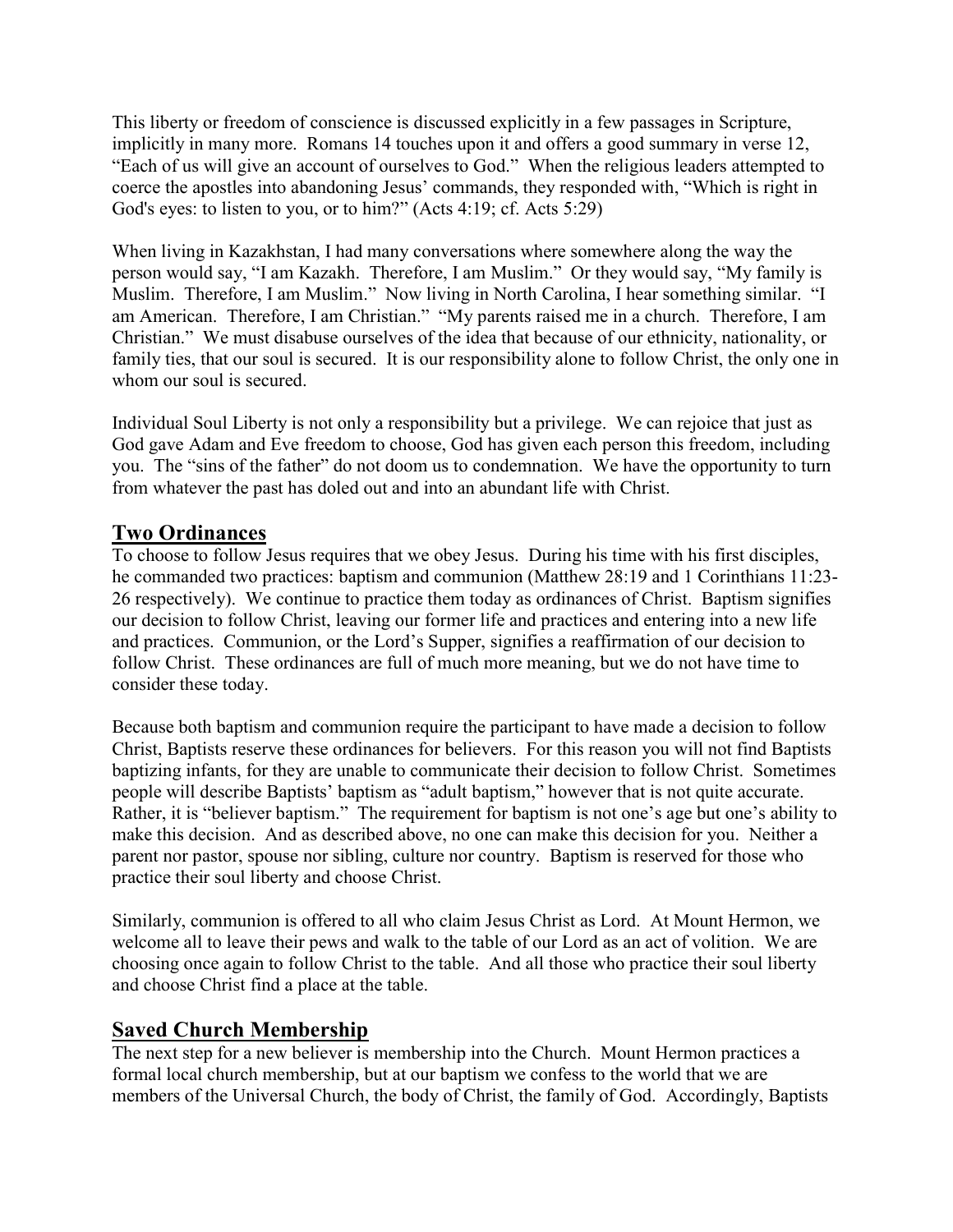This liberty or freedom of conscience is discussed explicitly in a few passages in Scripture, implicitly in many more. Romans 14 touches upon it and offers a good summary in verse 12, "Each of us will give an account of ourselves to God." When the religious leaders attempted to coerce the apostles into abandoning Jesus' commands, they responded with, "Which is right in God's eyes: to listen to you, or to him?" (Acts 4:19; cf. Acts 5:29)

When living in Kazakhstan, I had many conversations where somewhere along the way the person would say, "I am Kazakh. Therefore, I am Muslim." Or they would say, "My family is Muslim. Therefore, I am Muslim." Now living in North Carolina, I hear something similar. "I am American. Therefore, I am Christian." "My parents raised me in a church. Therefore, I am Christian." We must disabuse ourselves of the idea that because of our ethnicity, nationality, or family ties, that our soul is secured. It is our responsibility alone to follow Christ, the only one in whom our soul is secured.

Individual Soul Liberty is not only a responsibility but a privilege. We can rejoice that just as God gave Adam and Eve freedom to choose, God has given each person this freedom, including you. The "sins of the father" do not doom us to condemnation. We have the opportunity to turn from whatever the past has doled out and into an abundant life with Christ.

## Two Ordinances

To choose to follow Jesus requires that we obey Jesus. During his time with his first disciples, he commanded two practices: baptism and communion (Matthew 28:19 and 1 Corinthians 11:23-26 respectively). We continue to practice them today as ordinances of Christ. Baptism signifies our decision to follow Christ, leaving our former life and practices and entering into a new life and practices. Communion, or the Lord's Supper, signifies a reaffirmation of our decision to follow Christ. These ordinances are full of much more meaning, but we do not have time to consider these today.

Because both baptism and communion require the participant to have made a decision to follow Christ, Baptists reserve these ordinances for believers. For this reason you will not find Baptists baptizing infants, for they are unable to communicate their decision to follow Christ. Sometimes people will describe Baptists' baptism as "adult baptism," however that is not quite accurate. Rather, it is "believer baptism." The requirement for baptism is not one's age but one's ability to make this decision. And as described above, no one can make this decision for you. Neither a parent nor pastor, spouse nor sibling, culture nor country. Baptism is reserved for those who practice their soul liberty and choose Christ.

Similarly, communion is offered to all who claim Jesus Christ as Lord. At Mount Hermon, we welcome all to leave their pews and walk to the table of our Lord as an act of volition. We are choosing once again to follow Christ to the table. And all those who practice their soul liberty and choose Christ find a place at the table.

## Saved Church Membership

The next step for a new believer is membership into the Church. Mount Hermon practices a formal local church membership, but at our baptism we confess to the world that we are members of the Universal Church, the body of Christ, the family of God. Accordingly, Baptists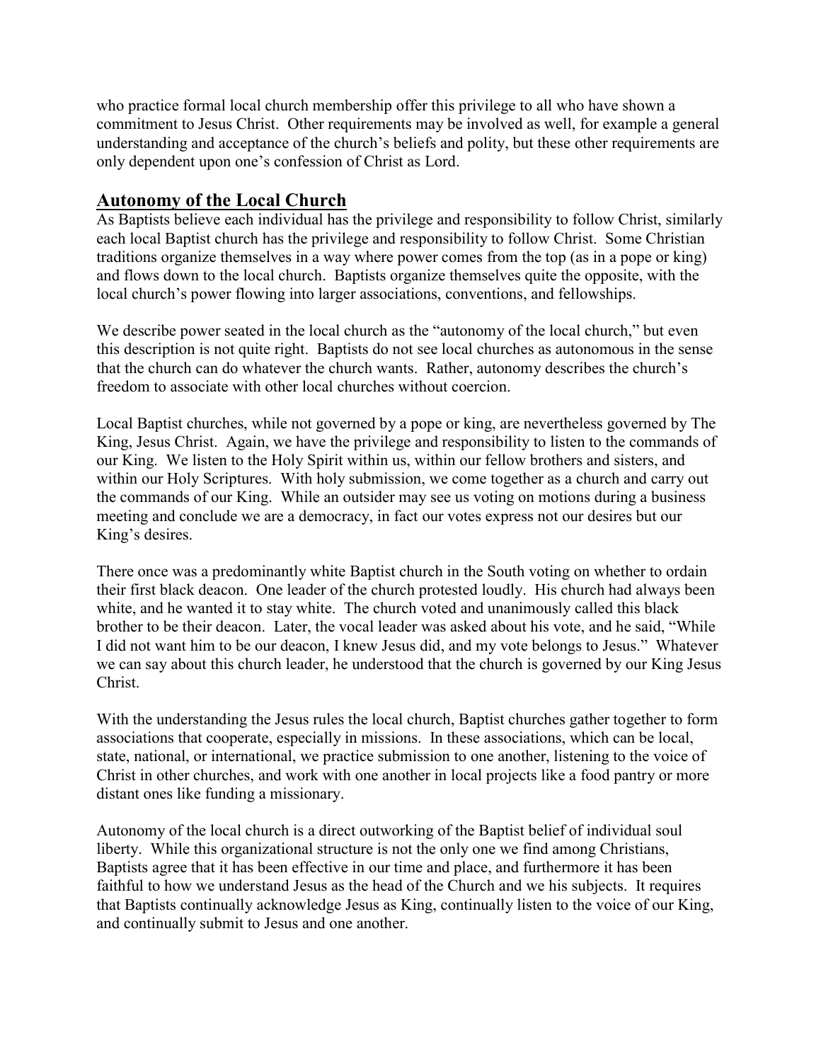who practice formal local church membership offer this privilege to all who have shown a commitment to Jesus Christ. Other requirements may be involved as well, for example a general understanding and acceptance of the church's beliefs and polity, but these other requirements are only dependent upon one's confession of Christ as Lord.

## Autonomy of the Local Church

As Baptists believe each individual has the privilege and responsibility to follow Christ, similarly each local Baptist church has the privilege and responsibility to follow Christ. Some Christian traditions organize themselves in a way where power comes from the top (as in a pope or king) and flows down to the local church. Baptists organize themselves quite the opposite, with the local church's power flowing into larger associations, conventions, and fellowships.

We describe power seated in the local church as the "autonomy of the local church," but even this description is not quite right. Baptists do not see local churches as autonomous in the sense that the church can do whatever the church wants. Rather, autonomy describes the church's freedom to associate with other local churches without coercion.

Local Baptist churches, while not governed by a pope or king, are nevertheless governed by The King, Jesus Christ. Again, we have the privilege and responsibility to listen to the commands of our King. We listen to the Holy Spirit within us, within our fellow brothers and sisters, and within our Holy Scriptures. With holy submission, we come together as a church and carry out the commands of our King. While an outsider may see us voting on motions during a business meeting and conclude we are a democracy, in fact our votes express not our desires but our King's desires.

There once was a predominantly white Baptist church in the South voting on whether to ordain their first black deacon. One leader of the church protested loudly. His church had always been white, and he wanted it to stay white. The church voted and unanimously called this black brother to be their deacon. Later, the vocal leader was asked about his vote, and he said, "While I did not want him to be our deacon, I knew Jesus did, and my vote belongs to Jesus." Whatever we can say about this church leader, he understood that the church is governed by our King Jesus Christ.

With the understanding the Jesus rules the local church, Baptist churches gather together to form associations that cooperate, especially in missions. In these associations, which can be local, state, national, or international, we practice submission to one another, listening to the voice of Christ in other churches, and work with one another in local projects like a food pantry or more distant ones like funding a missionary.

Autonomy of the local church is a direct outworking of the Baptist belief of individual soul liberty. While this organizational structure is not the only one we find among Christians, Baptists agree that it has been effective in our time and place, and furthermore it has been faithful to how we understand Jesus as the head of the Church and we his subjects. It requires that Baptists continually acknowledge Jesus as King, continually listen to the voice of our King, and continually submit to Jesus and one another.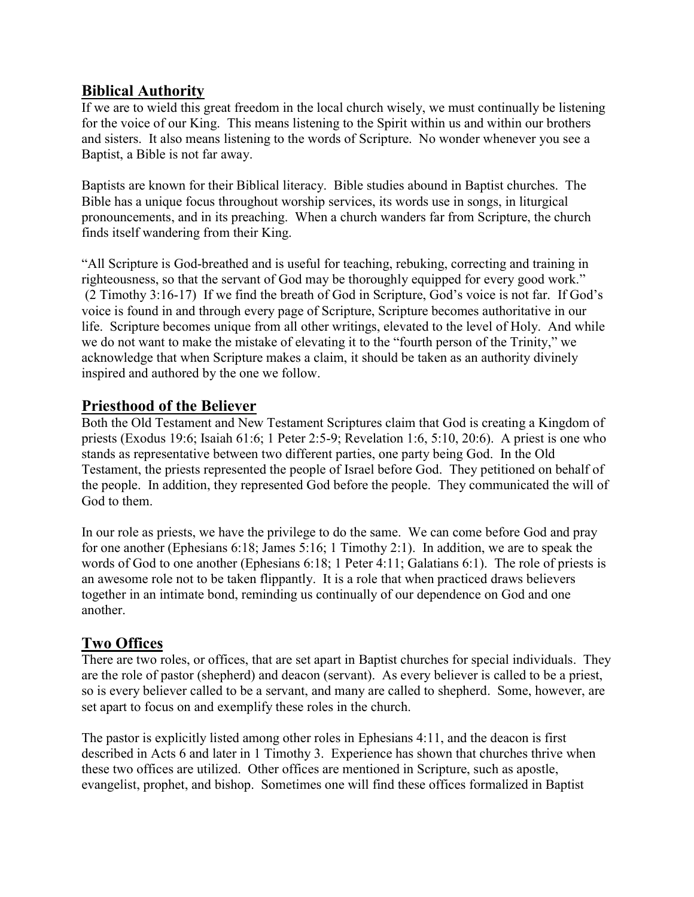## Biblical Authority

If we are to wield this great freedom in the local church wisely, we must continually be listening for the voice of our King. This means listening to the Spirit within us and within our brothers and sisters. It also means listening to the words of Scripture. No wonder whenever you see a Baptist, a Bible is not far away.

Baptists are known for their Biblical literacy. Bible studies abound in Baptist churches. The Bible has a unique focus throughout worship services, its words use in songs, in liturgical pronouncements, and in its preaching. When a church wanders far from Scripture, the church finds itself wandering from their King.

"All Scripture is God-breathed and is useful for teaching, rebuking, correcting and training in righteousness, so that the servant of God may be thoroughly equipped for every good work." (2 Timothy 3:16-17) If we find the breath of God in Scripture, God's voice is not far. If God's voice is found in and through every page of Scripture, Scripture becomes authoritative in our life. Scripture becomes unique from all other writings, elevated to the level of Holy. And while we do not want to make the mistake of elevating it to the "fourth person of the Trinity," we acknowledge that when Scripture makes a claim, it should be taken as an authority divinely inspired and authored by the one we follow.

## Priesthood of the Believer

Both the Old Testament and New Testament Scriptures claim that God is creating a Kingdom of priests (Exodus 19:6; Isaiah 61:6; 1 Peter 2:5-9; Revelation 1:6, 5:10, 20:6). A priest is one who stands as representative between two different parties, one party being God. In the Old Testament, the priests represented the people of Israel before God. They petitioned on behalf of the people. In addition, they represented God before the people. They communicated the will of God to them.

In our role as priests, we have the privilege to do the same. We can come before God and pray for one another (Ephesians 6:18; James 5:16; 1 Timothy 2:1). In addition, we are to speak the words of God to one another (Ephesians 6:18; 1 Peter 4:11; Galatians 6:1). The role of priests is an awesome role not to be taken flippantly. It is a role that when practiced draws believers together in an intimate bond, reminding us continually of our dependence on God and one another.

## Two Offices

There are two roles, or offices, that are set apart in Baptist churches for special individuals. They are the role of pastor (shepherd) and deacon (servant). As every believer is called to be a priest, so is every believer called to be a servant, and many are called to shepherd. Some, however, are set apart to focus on and exemplify these roles in the church.

The pastor is explicitly listed among other roles in Ephesians 4:11, and the deacon is first described in Acts 6 and later in 1 Timothy 3. Experience has shown that churches thrive when these two offices are utilized. Other offices are mentioned in Scripture, such as apostle, evangelist, prophet, and bishop. Sometimes one will find these offices formalized in Baptist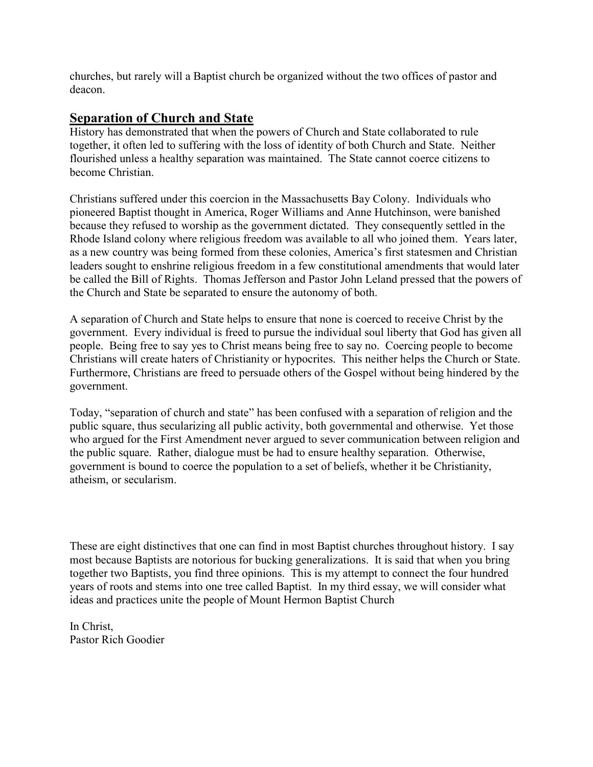churches, but rarely will a Baptist church be organized without the two offices of pastor and deacon.

## Separation of Church and State

History has demonstrated that when the powers of Church and State collaborated to rule together, it often led to suffering with the loss of identity of both Church and State. Neither flourished unless a healthy separation was maintained. The State cannot coerce citizens to become Christian.

Christians suffered under this coercion in the Massachusetts Bay Colony. Individuals who pioneered Baptist thought in America, Roger Williams and Anne Hutchinson, were banished because they refused to worship as the government dictated. They consequently settled in the Rhode Island colony where religious freedom was available to all who joined them. Years later, as a new country was being formed from these colonies, America's first statesmen and Christian leaders sought to enshrine religious freedom in a few constitutional amendments that would later be called the Bill of Rights. Thomas Jefferson and Pastor John Leland pressed that the powers of the Church and State be separated to ensure the autonomy of both.

A separation of Church and State helps to ensure that none is coerced to receive Christ by the government. Every individual is freed to pursue the individual soul liberty that God has given all people. Being free to say yes to Christ means being free to say no. Coercing people to become Christians will create haters of Christianity or hypocrites. This neither helps the Church or State. Furthermore, Christians are freed to persuade others of the Gospel without being hindered by the government.

Today, "separation of church and state" has been confused with a separation of religion and the public square, thus secularizing all public activity, both governmental and otherwise. Yet those who argued for the First Amendment never argued to sever communication between religion and the public square. Rather, dialogue must be had to ensure healthy separation. Otherwise, government is bound to coerce the population to a set of beliefs, whether it be Christianity, atheism, or secularism.

These are eight distinctives that one can find in most Baptist churches throughout history. I say most because Baptists are notorious for bucking generalizations. It is said that when you bring together two Baptists, you find three opinions. This is my attempt to connect the four hundred years of roots and stems into one tree called Baptist. In my third essay, we will consider what ideas and practices unite the people of Mount Hermon Baptist Church

In Christ,  
Pastor Rich Goodier